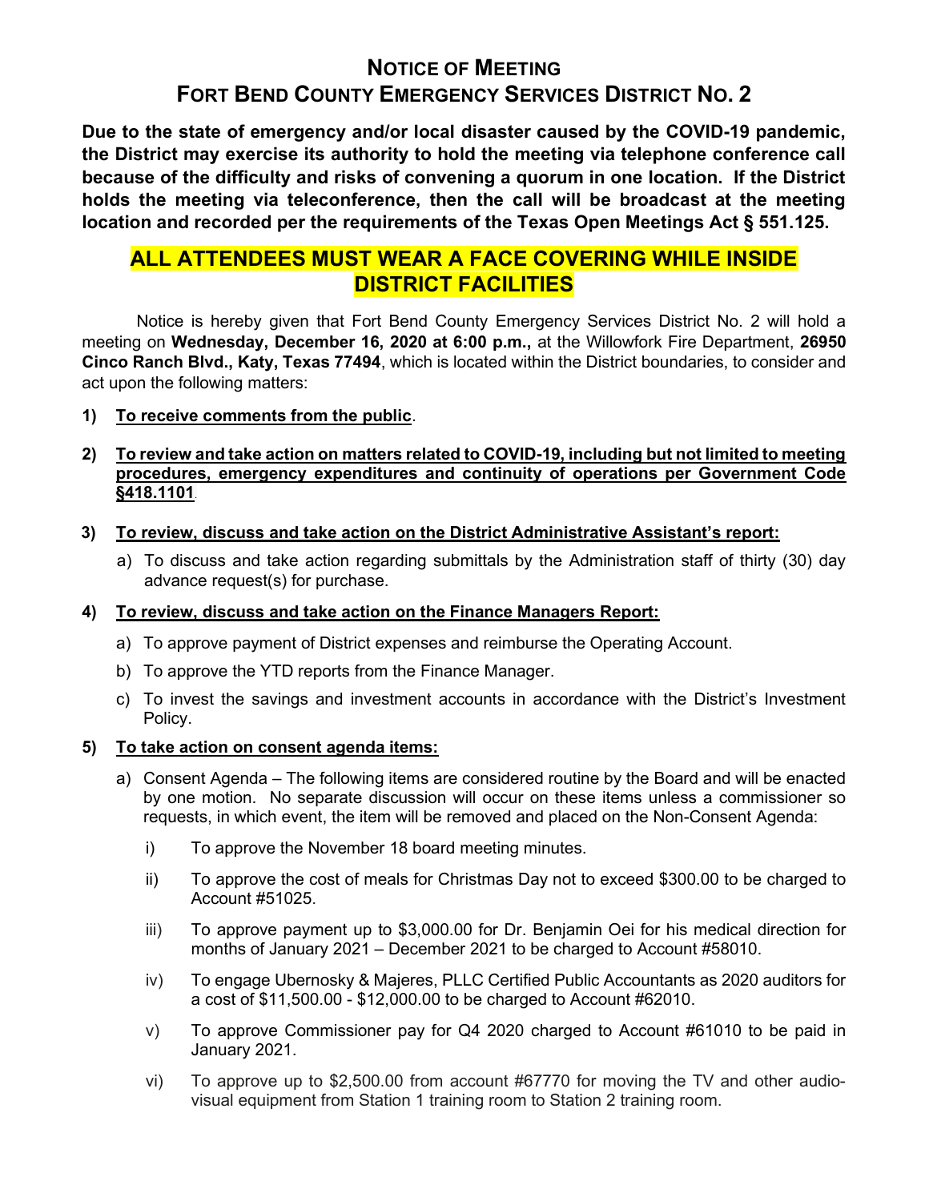# NOTICE OF MEETING
## FORT BEND COUNTY EMERGENCY SERVICES DISTRICT NO. 2

**Due to the state of emergency and/or local disaster caused by the COVID-19 pandemic, the District may exercise its authority to hold the meeting via telephone conference call because of the difficulty and risks of convening a quorum in one location. If the District holds the meeting via teleconference, then the call will be broadcast at the meeting location and recorded per the requirements of the Texas Open Meetings Act § 551.125.**

## ALL ATTENDEES MUST WEAR A FACE COVERING WHILE INSIDE DISTRICT FACILITIES

Notice is hereby given that Fort Bend County Emergency Services District No. 2 will hold a meeting on **Wednesday, December 16, 2020 at 6:00 p.m.,** at the Willowfork Fire Department, **26950 Cinco Ranch Blvd., Katy, Texas 77494**, which is located within the District boundaries, to consider and act upon the following matters:

1) **To receive comments from the public**.

2) **To review and take action on matters related to COVID-19, including but not limited to meeting procedures, emergency expenditures and continuity of operations per Government Code §418.1101**.

3) **To review, discuss and take action on the District Administrative Assistant's report:**
   a) To discuss and take action regarding submittals by the Administration staff of thirty (30) day advance request(s) for purchase.

4) **To review, discuss and take action on the Finance Managers Report:**
   a) To approve payment of District expenses and reimburse the Operating Account.
   b) To approve the YTD reports from the Finance Manager.
   c) To invest the savings and investment accounts in accordance with the District's Investment Policy.

5) **To take action on consent agenda items:**
   a) Consent Agenda – The following items are considered routine by the Board and will be enacted by one motion. No separate discussion will occur on these items unless a commissioner so requests, in which event, the item will be removed and placed on the Non-Consent Agenda:
      i) To approve the November 18 board meeting minutes.
      ii) To approve the cost of meals for Christmas Day not to exceed $300.00 to be charged to Account #51025.
      iii) To approve payment up to $3,000.00 for Dr. Benjamin Oei for his medical direction for months of January 2021 – December 2021 to be charged to Account #58010.
      iv) To engage Ubernosky & Majeres, PLLC Certified Public Accountants as 2020 auditors for a cost of $11,500.00 - $12,000.00 to be charged to Account #62010.
      v) To approve Commissioner pay for Q4 2020 charged to Account #61010 to be paid in January 2021.
      vi) To approve up to $2,500.00 from account #67770 for moving the TV and other audio-visual equipment from Station 1 training room to Station 2 training room.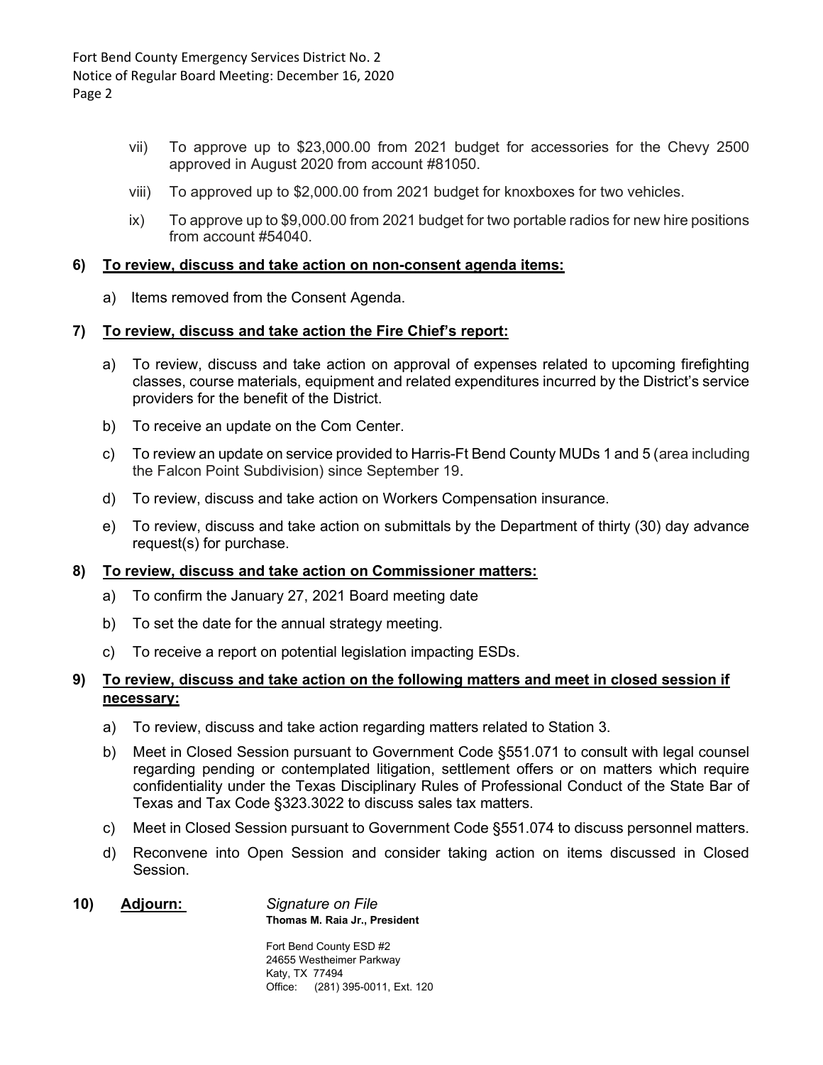vii) To approve up to $23,000.00 from 2021 budget for accessories for the Chevy 2500 approved in August 2020 from account #81050.

viii) To approved up to $2,000.00 from 2021 budget for knoxboxes for two vehicles.

ix) To approve up to $9,000.00 from 2021 budget for two portable radios for new hire positions from account #54040.

**6) <u>To review, discuss and take action on non-consent agenda items:</u>**

a) Items removed from the Consent Agenda.

**7) <u>To review, discuss and take action the Fire Chief's report:</u>**

a) To review, discuss and take action on approval of expenses related to upcoming firefighting classes, course materials, equipment and related expenditures incurred by the District's service providers for the benefit of the District.

b) To receive an update on the Com Center.

c) To review an update on service provided to Harris-Ft Bend County MUDs 1 and 5 (area including the Falcon Point Subdivision) since September 19.

d) To review, discuss and take action on Workers Compensation insurance.

e) To review, discuss and take action on submittals by the Department of thirty (30) day advance request(s) for purchase.

**8) <u>To review, discuss and take action on Commissioner matters:</u>**

a) To confirm the January 27, 2021 Board meeting date

b) To set the date for the annual strategy meeting.

c) To receive a report on potential legislation impacting ESDs.

**9) <u>To review, discuss and take action on the following matters and meet in closed session if necessary:</u>**

a) To review, discuss and take action regarding matters related to Station 3.

b) Meet in Closed Session pursuant to Government Code §551.071 to consult with legal counsel regarding pending or contemplated litigation, settlement offers or on matters which require confidentiality under the Texas Disciplinary Rules of Professional Conduct of the State Bar of Texas and Tax Code §323.3022 to discuss sales tax matters.

c) Meet in Closed Session pursuant to Government Code §551.074 to discuss personnel matters.

d) Reconvene into Open Session and consider taking action on items discussed in Closed Session.

**10) <u>Adjourn:</u>**

*Signature on File*
**Thomas M. Raia Jr., President**

Fort Bend County ESD #2
24655 Westheimer Parkway
Katy, TX 77494
Office: (281) 395-0011, Ext. 120